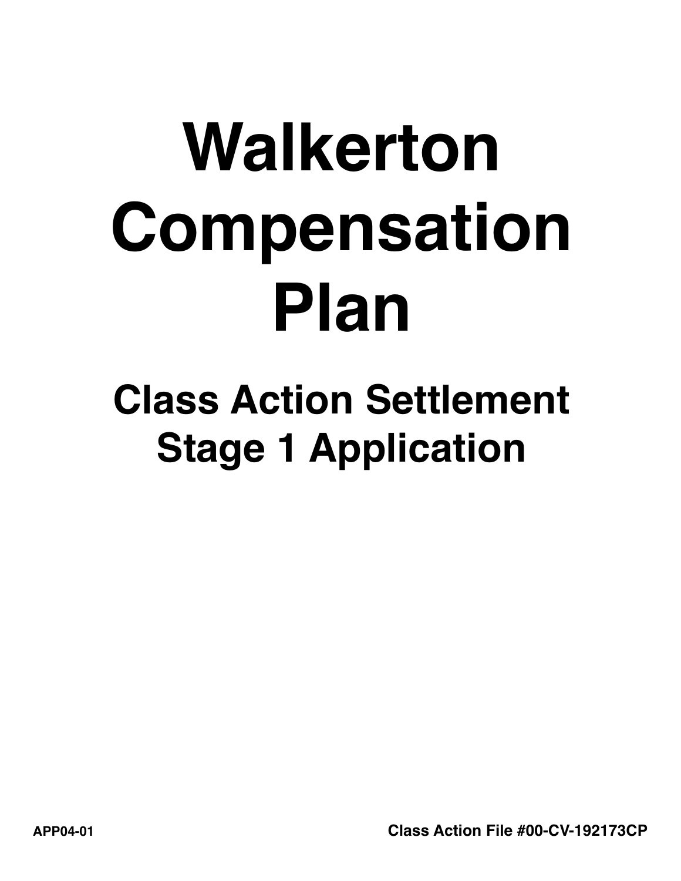# Walkerton Compensation Plan

## Class Action Settlement Stage 1 Application

APP04-01

Class Action File #00-CV-192173CP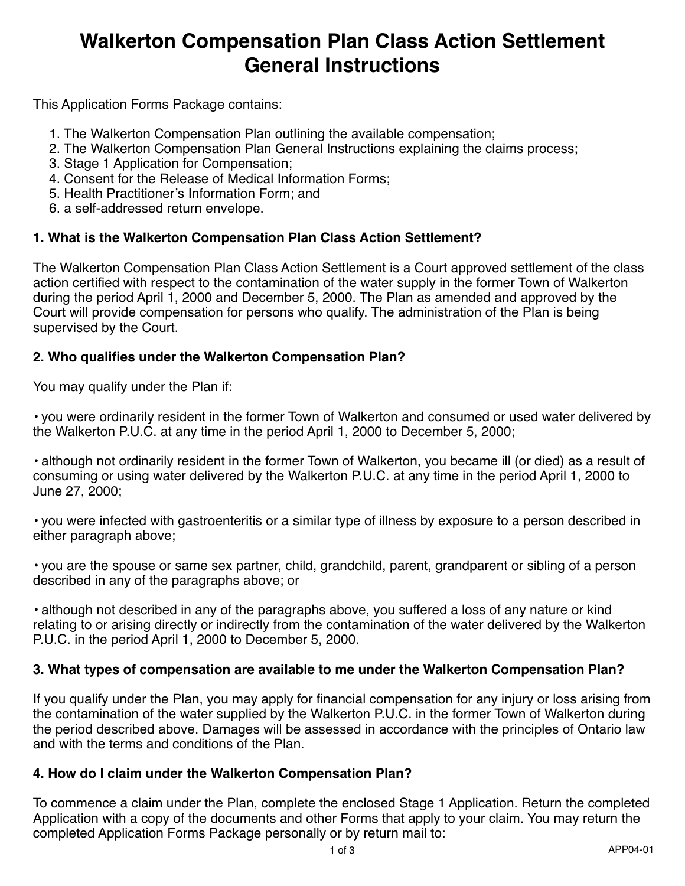# Walkerton Compensation Plan Class Action Settlement General Instructions

This Application Forms Package contains:

1. The Walkerton Compensation Plan outlining the available compensation;
2. The Walkerton Compensation Plan General Instructions explaining the claims process;
3. Stage 1 Application for Compensation;
4. Consent for the Release of Medical Information Forms;
5. Health Practitioner's Information Form; and
6. a self-addressed return envelope.

### 1. What is the Walkerton Compensation Plan Class Action Settlement?

The Walkerton Compensation Plan Class Action Settlement is a Court approved settlement of the class action certified with respect to the contamination of the water supply in the former Town of Walkerton during the period April 1, 2000 and December 5, 2000. The Plan as amended and approved by the Court will provide compensation for persons who qualify. The administration of the Plan is being supervised by the Court.

### 2. Who qualifies under the Walkerton Compensation Plan?

You may qualify under the Plan if:

- you were ordinarily resident in the former Town of Walkerton and consumed or used water delivered by the Walkerton P.U.C. at any time in the period April 1, 2000 to December 5, 2000;

- although not ordinarily resident in the former Town of Walkerton, you became ill (or died) as a result of consuming or using water delivered by the Walkerton P.U.C. at any time in the period April 1, 2000 to June 27, 2000;

- you were infected with gastroenteritis or a similar type of illness by exposure to a person described in either paragraph above;

- you are the spouse or same sex partner, child, grandchild, parent, grandparent or sibling of a person described in any of the paragraphs above; or

- although not described in any of the paragraphs above, you suffered a loss of any nature or kind relating to or arising directly or indirectly from the contamination of the water delivered by the Walkerton P.U.C. in the period April 1, 2000 to December 5, 2000.

### 3. What types of compensation are available to me under the Walkerton Compensation Plan?

If you qualify under the Plan, you may apply for financial compensation for any injury or loss arising from the contamination of the water supplied by the Walkerton P.U.C. in the former Town of Walkerton during the period described above. Damages will be assessed in accordance with the principles of Ontario law and with the terms and conditions of the Plan.

### 4. How do I claim under the Walkerton Compensation Plan?

To commence a claim under the Plan, complete the enclosed Stage 1 Application. Return the completed Application with a copy of the documents and other Forms that apply to your claim. You may return the completed Application Forms Package personally or by return mail to:

APP04-01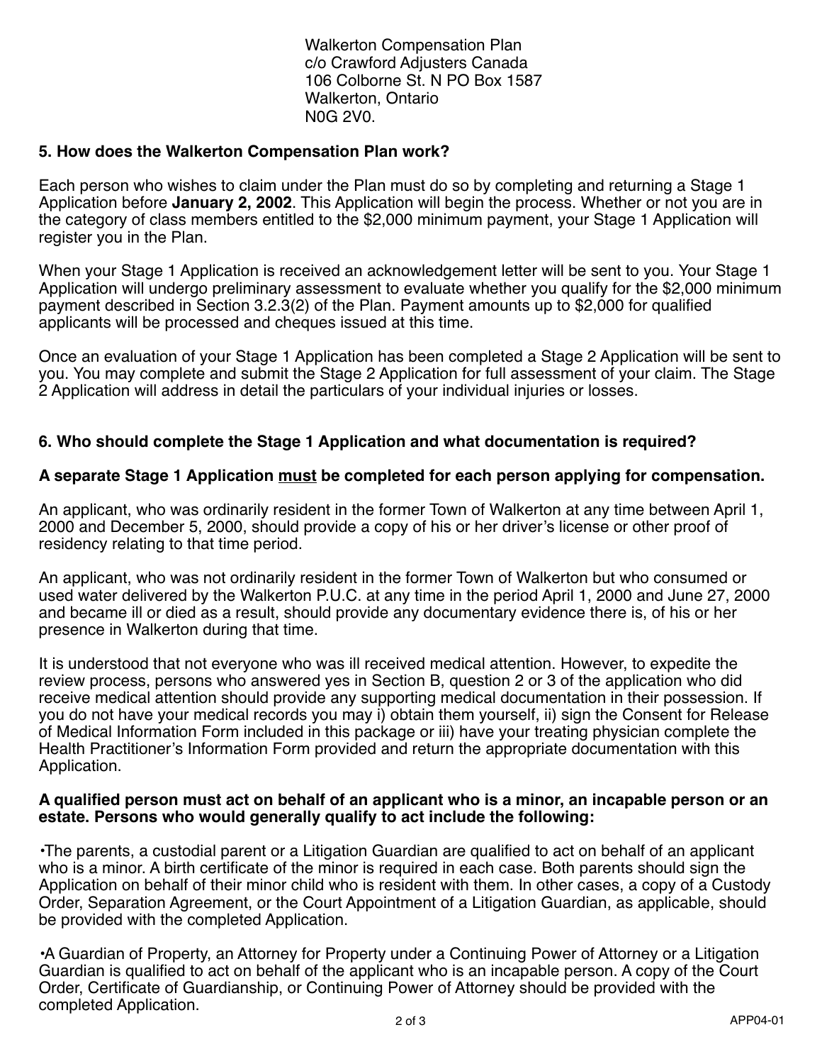Walkerton Compensation Plan
c/o Crawford Adjusters Canada
106 Colborne St. N PO Box 1587
Walkerton, Ontario
N0G 2V0.

## 5. How does the Walkerton Compensation Plan work?

Each person who wishes to claim under the Plan must do so by completing and returning a Stage 1 Application before **January 2, 2002**. This Application will begin the process. Whether or not you are in the category of class members entitled to the $2,000 minimum payment, your Stage 1 Application will register you in the Plan.

When your Stage 1 Application is received an acknowledgement letter will be sent to you. Your Stage 1 Application will undergo preliminary assessment to evaluate whether you qualify for the $2,000 minimum payment described in Section 3.2.3(2) of the Plan. Payment amounts up to $2,000 for qualified applicants will be processed and cheques issued at this time.

Once an evaluation of your Stage 1 Application has been completed a Stage 2 Application will be sent to you. You may complete and submit the Stage 2 Application for full assessment of your claim. The Stage 2 Application will address in detail the particulars of your individual injuries or losses.

## 6. Who should complete the Stage 1 Application and what documentation is required?

**A separate Stage 1 Application <u>must</u> be completed for each person applying for compensation.**

An applicant, who was ordinarily resident in the former Town of Walkerton at any time between April 1, 2000 and December 5, 2000, should provide a copy of his or her driver's license or other proof of residency relating to that time period.

An applicant, who was not ordinarily resident in the former Town of Walkerton but who consumed or used water delivered by the Walkerton P.U.C. at any time in the period April 1, 2000 and June 27, 2000 and became ill or died as a result, should provide any documentary evidence there is, of his or her presence in Walkerton during that time.

It is understood that not everyone who was ill received medical attention. However, to expedite the review process, persons who answered yes in Section B, question 2 or 3 of the application who did receive medical attention should provide any supporting medical documentation in their possession. If you do not have your medical records you may i) obtain them yourself, ii) sign the Consent for Release of Medical Information Form included in this package or iii) have your treating physician complete the Health Practitioner's Information Form provided and return the appropriate documentation with this Application.

**A qualified person must act on behalf of an applicant who is a minor, an incapable person or an estate. Persons who would generally qualify to act include the following:**

•The parents, a custodial parent or a Litigation Guardian are qualified to act on behalf of an applicant who is a minor. A birth certificate of the minor is required in each case. Both parents should sign the Application on behalf of their minor child who is resident with them. In other cases, a copy of a Custody Order, Separation Agreement, or the Court Appointment of a Litigation Guardian, as applicable, should be provided with the completed Application.

•A Guardian of Property, an Attorney for Property under a Continuing Power of Attorney or a Litigation Guardian is qualified to act on behalf of the applicant who is an incapable person. A copy of the Court Order, Certificate of Guardianship, or Continuing Power of Attorney should be provided with the completed Application.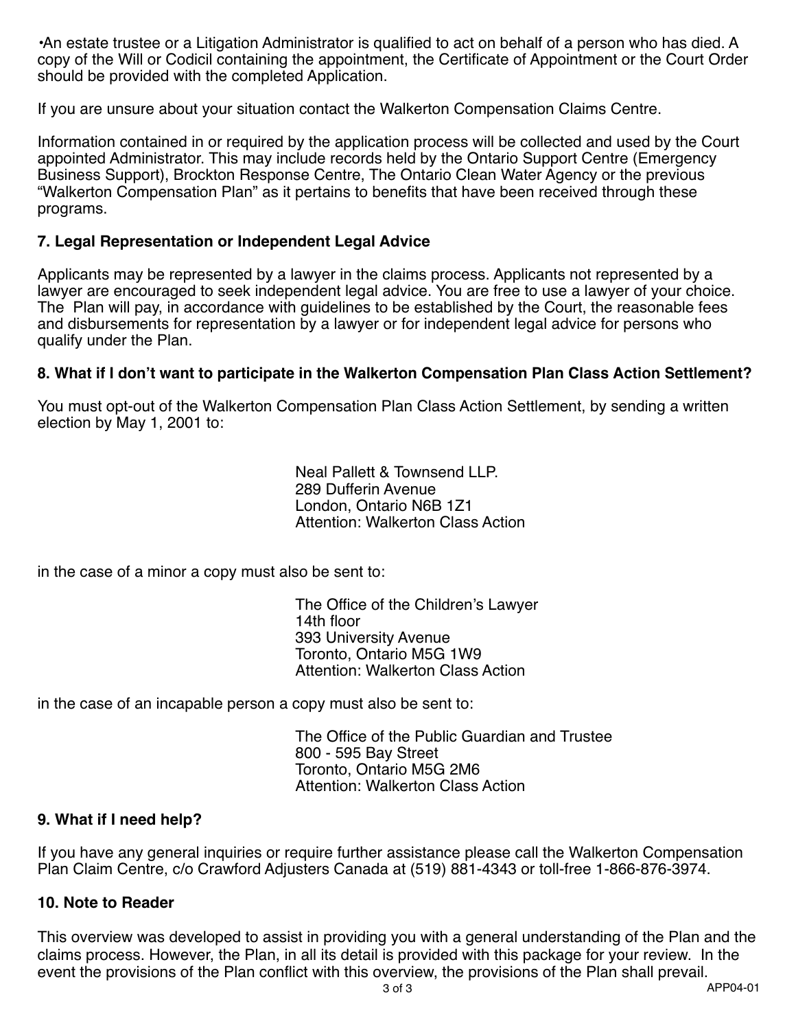•An estate trustee or a Litigation Administrator is qualified to act on behalf of a person who has died. A copy of the Will or Codicil containing the appointment, the Certificate of Appointment or the Court Order should be provided with the completed Application.

If you are unsure about your situation contact the Walkerton Compensation Claims Centre.

Information contained in or required by the application process will be collected and used by the Court appointed Administrator. This may include records held by the Ontario Support Centre (Emergency Business Support), Brockton Response Centre, The Ontario Clean Water Agency or the previous "Walkerton Compensation Plan" as it pertains to benefits that have been received through these programs.

**7. Legal Representation or Independent Legal Advice**

Applicants may be represented by a lawyer in the claims process. Applicants not represented by a lawyer are encouraged to seek independent legal advice. You are free to use a lawyer of your choice. The Plan will pay, in accordance with guidelines to be established by the Court, the reasonable fees and disbursements for representation by a lawyer or for independent legal advice for persons who qualify under the Plan.

**8. What if I don't want to participate in the Walkerton Compensation Plan Class Action Settlement?**

You must opt-out of the Walkerton Compensation Plan Class Action Settlement, by sending a written election by May 1, 2001 to:

Neal Pallett & Townsend LLP.
289 Dufferin Avenue
London, Ontario N6B 1Z1
Attention: Walkerton Class Action

in the case of a minor a copy must also be sent to:

The Office of the Children's Lawyer
14th floor
393 University Avenue
Toronto, Ontario M5G 1W9
Attention: Walkerton Class Action

in the case of an incapable person a copy must also be sent to:

The Office of the Public Guardian and Trustee
800 - 595 Bay Street
Toronto, Ontario M5G 2M6
Attention: Walkerton Class Action

**9. What if I need help?**

If you have any general inquiries or require further assistance please call the Walkerton Compensation Plan Claim Centre, c/o Crawford Adjusters Canada at (519) 881-4343 or toll-free 1-866-876-3974.

**10. Note to Reader**

This overview was developed to assist in providing you with a general understanding of the Plan and the claims process. However, the Plan, in all its detail is provided with this package for your review. In the event the provisions of the Plan conflict with this overview, the provisions of the Plan shall prevail.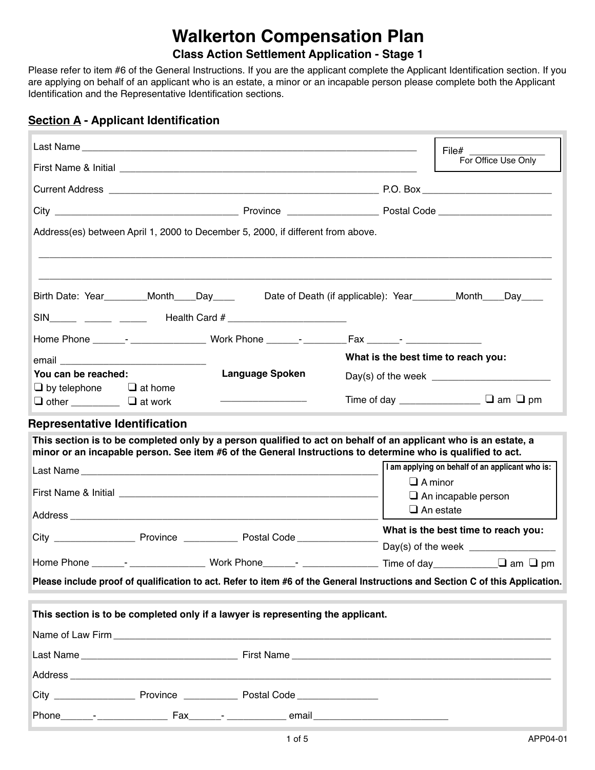# Walkerton Compensation Plan

## Class Action Settlement Application - Stage 1

Please refer to item #6 of the General Instructions. If you are the applicant complete the Applicant Identification section. If you are applying on behalf of an applicant who is an estate, a minor or an incapable person please complete both the Applicant Identification and the Representative Identification sections.

## Section A - Applicant Identification

Last Name ____________________________________________________________

File# ______________
For Office Use Only

First Name & Initial ______________________________________________________

Current Address ______________________________________________ P.O. Box ______________________

City ________________________________ Province ________________ Postal Code ____________________

Address(es) between April 1, 2000 to December 5, 2000, if different from above.

______________________________________________________________________________________________

______________________________________________________________________________________________

Birth Date: Year________Month____Day____ Date of Death (if applicable): Year________Month____Day____

SIN_____ _____ _____ Health Card # ______________________

Home Phone ______- ______________ Work Phone ______- ________ Fax ______- ______________

email ____________________________

**You can be reached:**

- ❑ by telephone
- ❑ at home
- ❑ other _________
- ❑ at work

**Language Spoken**

________________

**What is the best time to reach you:**

Day(s) of the week ______________________

Time of day _______________ ❑ am ❑ pm

### Representative Identification

**This section is to be completed only by a person qualified to act on behalf of an applicant who is an estate, a minor or an incapable person. See item #6 of the General Instructions to determine who is qualified to act.**

Last Name ______________________________________________________

First Name & Initial ______________________________________________

Address ________________________________________________________

City _______________ Province __________ Postal Code _______________

Home Phone ______- ______________ Work Phone______- ______________

**I am applying on behalf of an applicant who is:**

- ❑ A minor
- ❑ An incapable person
- ❑ An estate

**What is the best time to reach you:**

Day(s) of the week ________________

Time of day____________❑ am ❑ pm

**Please include proof of qualification to act. Refer to item #6 of the General Instructions and Section C of this Application.**

**This section is to be completed only if a lawyer is representing the applicant.**

Name of Law Firm ______________________________________________________________________________

Last Name ______________________________ First Name ______________________________________________

Address ______________________________________________________________________________________

City _______________ Province __________ Postal Code _______________

Phone______- _____________ Fax______- ___________ email __________________________

APP04-01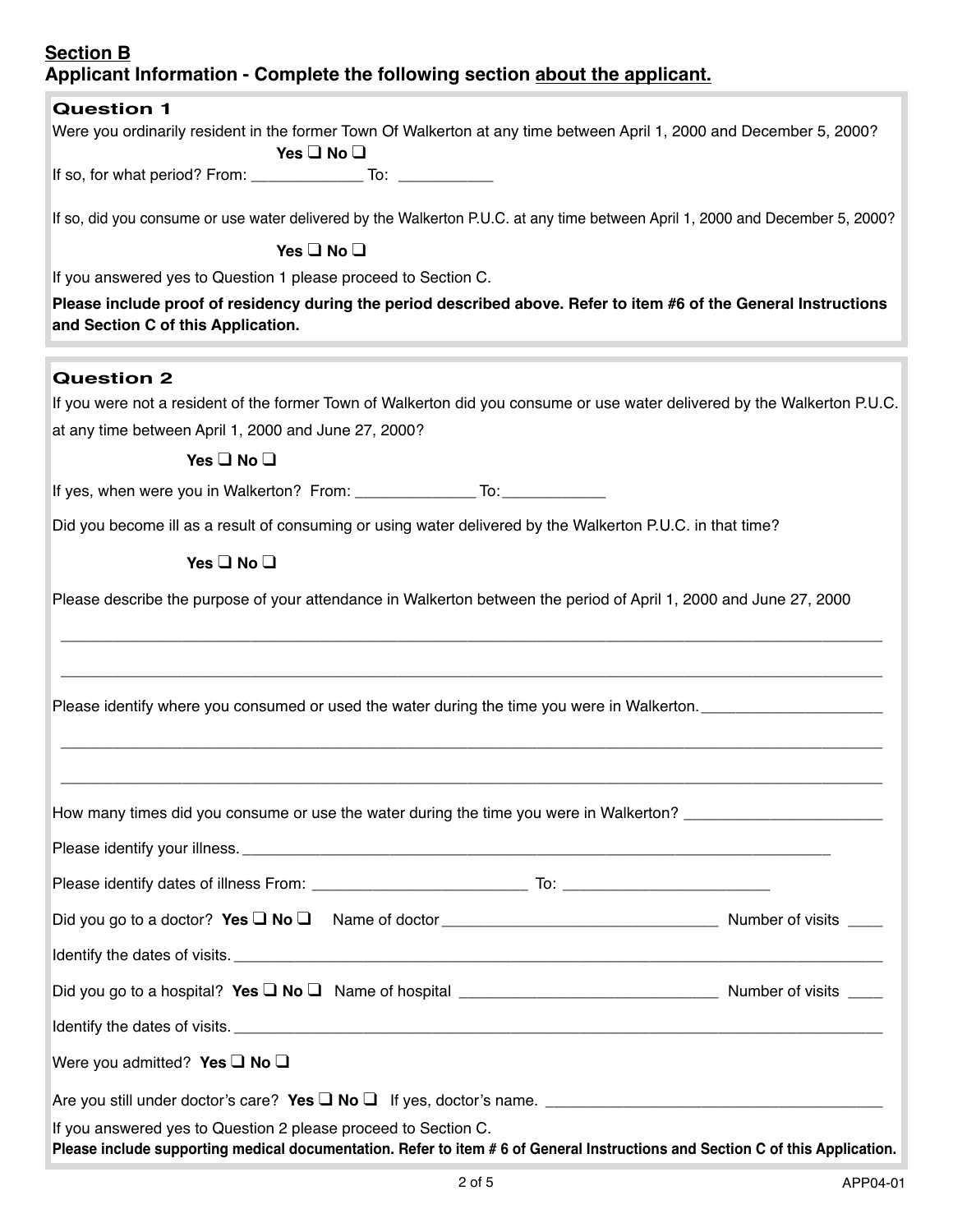## Section B

### Applicant Information - Complete the following section about the applicant.

#### Question 1

Were you ordinarily resident in the former Town Of Walkerton at any time between April 1, 2000 and December 5, 2000?

**Yes** ❑ **No** ❑

If so, for what period? From: _____________ To: ___________

If so, did you consume or use water delivered by the Walkerton P.U.C. at any time between April 1, 2000 and December 5, 2000?

**Yes** ❑ **No** ❑

If you answered yes to Question 1 please proceed to Section C.

**Please include proof of residency during the period described above. Refer to item #6 of the General Instructions and Section C of this Application.**

#### Question 2

If you were not a resident of the former Town of Walkerton did you consume or use water delivered by the Walkerton P.U.C. at any time between April 1, 2000 and June 27, 2000?

**Yes** ❑ **No** ❑

If yes, when were you in Walkerton? From: ______________ To: ____________

Did you become ill as a result of consuming or using water delivered by the Walkerton P.U.C. in that time?

**Yes** ❑ **No** ❑

Please describe the purpose of your attendance in Walkerton between the period of April 1, 2000 and June 27, 2000

_____________________________________________________________________________________

_____________________________________________________________________________________

Please identify where you consumed or used the water during the time you were in Walkerton. _____________________

_____________________________________________________________________________________

_____________________________________________________________________________________

How many times did you consume or use the water during the time you were in Walkerton? _______________________

Please identify your illness. _________________________________________________________________________

Please identify dates of illness From: _________________________ To: ________________________

Did you go to a doctor? **Yes** ❑ **No** ❑ Name of doctor ________________________________ Number of visits ____

Identify the dates of visits. __________________________________________________________________________

Did you go to a hospital? **Yes** ❑ **No** ❑ Name of hospital ______________________________ Number of visits ____

Identify the dates of visits. __________________________________________________________________________

Were you admitted? **Yes** ❑ **No** ❑

Are you still under doctor's care? **Yes** ❑ **No** ❑ If yes, doctor's name. _______________________________________

If you answered yes to Question 2 please proceed to Section C.

**Please include supporting medical documentation. Refer to item # 6 of General Instructions and Section C of this Application.**

APP04-01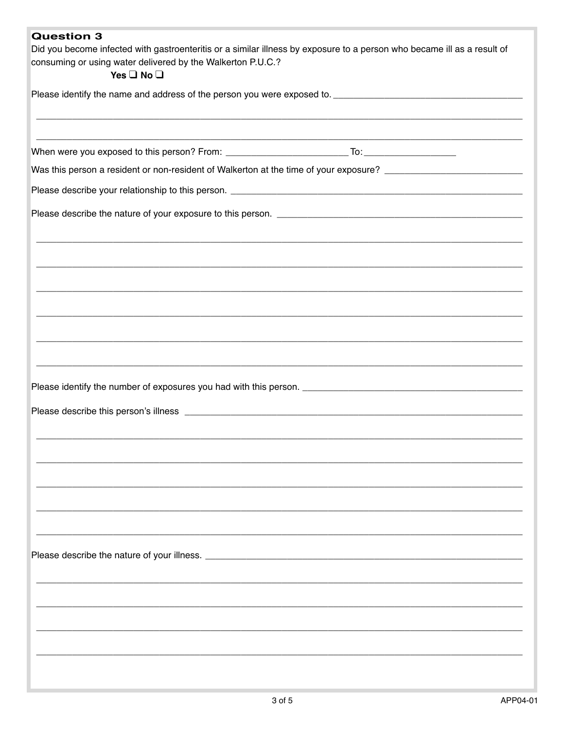### Question 3

Did you become infected with gastroenteritis or a similar illness by exposure to a person who became ill as a result of consuming or using water delivered by the Walkerton P.U.C.?

**Yes ❑ No ❑**

Please identify the name and address of the person you were exposed to. ______________________________________

____________________________________________________________________________________________

____________________________________________________________________________________________

When were you exposed to this person? From: ________________________ To: __________________

Was this person a resident or non-resident of Walkerton at the time of your exposure? ___________________________

Please describe your relationship to this person. ___________________________________________________________

Please describe the nature of your exposure to this person. __________________________________________________

____________________________________________________________________________________________

____________________________________________________________________________________________

____________________________________________________________________________________________

____________________________________________________________________________________________

____________________________________________________________________________________________

____________________________________________________________________________________________

Please identify the number of exposures you had with this person. ____________________________________________

Please describe this person's illness _____________________________________________________________________

____________________________________________________________________________________________

____________________________________________________________________________________________

____________________________________________________________________________________________

____________________________________________________________________________________________

____________________________________________________________________________________________

Please describe the nature of your illness. _________________________________________________________________

____________________________________________________________________________________________

____________________________________________________________________________________________

____________________________________________________________________________________________

____________________________________________________________________________________________

APP04-01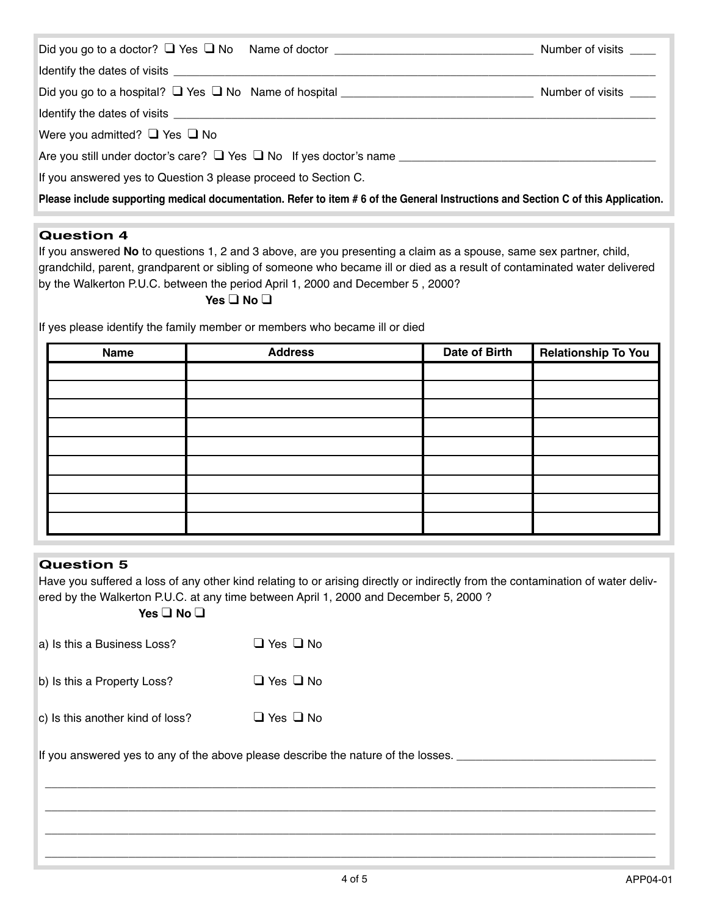Did you go to a doctor? ❑ Yes ❑ No Name of doctor ______________________________ Number of visits ____

Identify the dates of visits ______________________________________________________________________________

Did you go to a hospital? ❑ Yes ❑ No Name of hospital ______________________________ Number of visits ____

Identify the dates of visits ______________________________________________________________________________

Were you admitted? ❑ Yes ❑ No

Are you still under doctor's care? ❑ Yes ❑ No If yes doctor's name ______________________________________

If you answered yes to Question 3 please proceed to Section C.

**Please include supporting medical documentation. Refer to item # 6 of the General Instructions and Section C of this Application.**

## Question 4

If you answered **No** to questions 1, 2 and 3 above, are you presenting a claim as a spouse, same sex partner, child, grandchild, parent, grandparent or sibling of someone who became ill or died as a result of contaminated water delivered by the Walkerton P.U.C. between the period April 1, 2000 and December 5 , 2000?

**Yes ❑ No ❑**

If yes please identify the family member or members who became ill or died

| Name | Address | Date of Birth | Relationship To You |
|---|---|---|---|
| | | | |
| | | | |
| | | | |
| | | | |
| | | | |
| | | | |
| | | | |
| | | | |
| | | | |

## Question 5

Have you suffered a loss of any other kind relating to or arising directly or indirectly from the contamination of water delivered by the Walkerton P.U.C. at any time between April 1, 2000 and December 5, 2000 ?

**Yes ❑ No ❑**

a) Is this a Business Loss? ❑ Yes ❑ No

b) Is this a Property Loss? ❑ Yes ❑ No

c) Is this another kind of loss? ❑ Yes ❑ No

If you answered yes to any of the above please describe the nature of the losses. ______________________________

__________________________________________________________________________________________

__________________________________________________________________________________________

__________________________________________________________________________________________

__________________________________________________________________________________________

APP04-01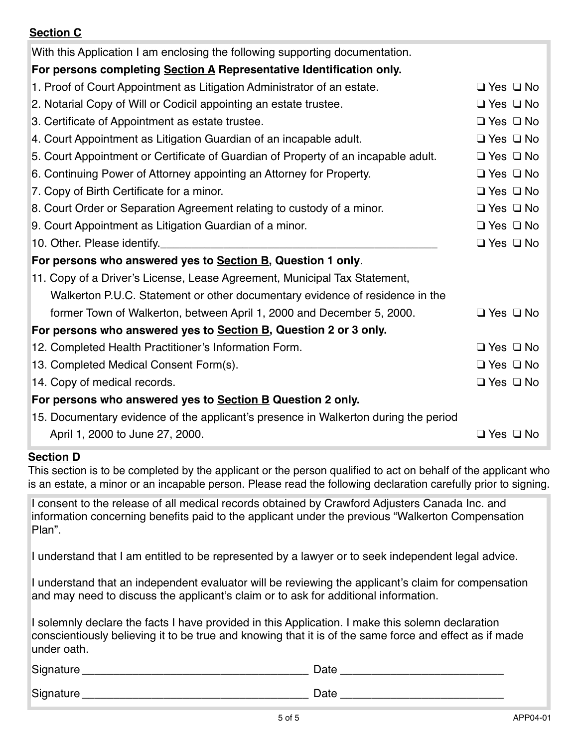**Section C**

With this Application I am enclosing the following supporting documentation.

**For persons completing Section A Representative Identification only.**

| | |
|---|---|
| 1. Proof of Court Appointment as Litigation Administrator of an estate. | ❑ Yes ❑ No |
| 2. Notarial Copy of Will or Codicil appointing an estate trustee. | ❑ Yes ❑ No |
| 3. Certificate of Appointment as estate trustee. | ❑ Yes ❑ No |
| 4. Court Appointment as Litigation Guardian of an incapable adult. | ❑ Yes ❑ No |
| 5. Court Appointment or Certificate of Guardian of Property of an incapable adult. | ❑ Yes ❑ No |
| 6. Continuing Power of Attorney appointing an Attorney for Property. | ❑ Yes ❑ No |
| 7. Copy of Birth Certificate for a minor. | ❑ Yes ❑ No |
| 8. Court Order or Separation Agreement relating to custody of a minor. | ❑ Yes ❑ No |
| 9. Court Appointment as Litigation Guardian of a minor. | ❑ Yes ❑ No |
| 10. Other. Please identify.___________________________________________ | ❑ Yes ❑ No |

**For persons who answered yes to Section B, Question 1 only.**

| | |
|---|---|
| 11. Copy of a Driver's License, Lease Agreement, Municipal Tax Statement, Walkerton P.U.C. Statement or other documentary evidence of residence in the former Town of Walkerton, between April 1, 2000 and December 5, 2000. | ❑ Yes ❑ No |

**For persons who answered yes to Section B, Question 2 or 3 only.**

| | |
|---|---|
| 12. Completed Health Practitioner's Information Form. | ❑ Yes ❑ No |
| 13. Completed Medical Consent Form(s). | ❑ Yes ❑ No |
| 14. Copy of medical records. | ❑ Yes ❑ No |

**For persons who answered yes to Section B Question 2 only.**

| | |
|---|---|
| 15. Documentary evidence of the applicant's presence in Walkerton during the period April 1, 2000 to June 27, 2000. | ❑ Yes ❑ No |

**Section D**

This section is to be completed by the applicant or the person qualified to act on behalf of the applicant who is an estate, a minor or an incapable person. Please read the following declaration carefully prior to signing.

I consent to the release of all medical records obtained by Crawford Adjusters Canada Inc. and information concerning benefits paid to the applicant under the previous "Walkerton Compensation Plan".

I understand that I am entitled to be represented by a lawyer or to seek independent legal advice.

I understand that an independent evaluator will be reviewing the applicant's claim for compensation and may need to discuss the applicant's claim or to ask for additional information.

I solemnly declare the facts I have provided in this Application. I make this solemn declaration conscientiously believing it to be true and knowing that it is of the same force and effect as if made under oath.

Signature ___________________________________ Date _________________________

Signature ___________________________________ Date _________________________

APP04-01